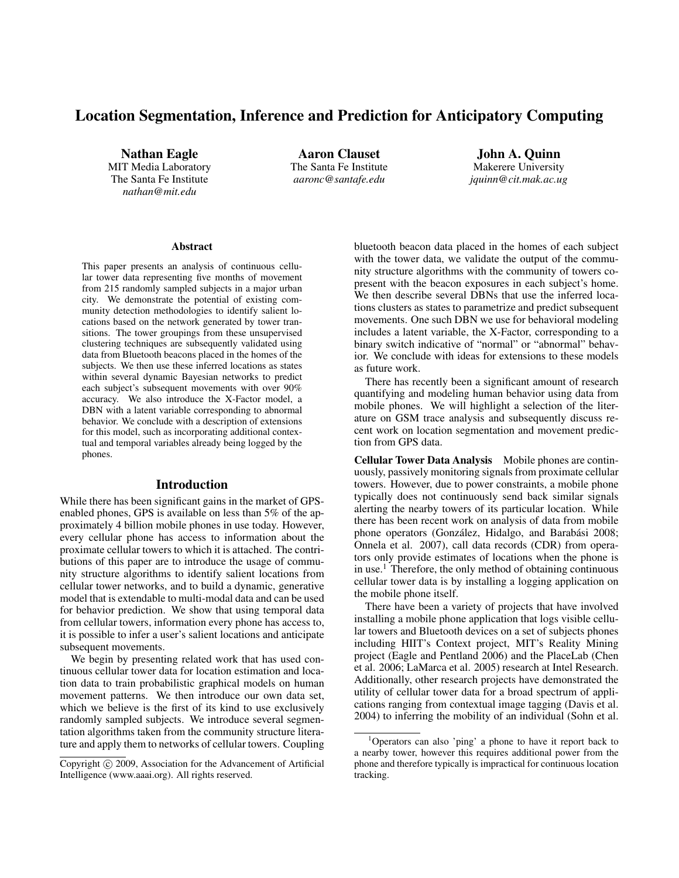// Location Segmentation, Inference and Prediction for Anticipatory Computing

# Location Segmentation, Inference and Prediction for Anticipatory Computing

**Nathan Eagle**
MIT Media Laboratory
The Santa Fe Institute
*nathan@mit.edu*

**Aaron Clauset**
The Santa Fe Institute
*aaronc@santafe.edu*

**John A. Quinn**
Makerere University
*jquinn@cit.mak.ac.ug*

### Abstract

This paper presents an analysis of continuous cellular tower data representing five months of movement from 215 randomly sampled subjects in a major urban city. We demonstrate the potential of existing community detection methodologies to identify salient locations based on the network generated by tower transitions. The tower groupings from these unsupervised clustering techniques are subsequently validated using data from Bluetooth beacons placed in the homes of the subjects. We then use these inferred locations as states within several dynamic Bayesian networks to predict each subject's subsequent movements with over 90% accuracy. We also introduce the X-Factor model, a DBN with a latent variable corresponding to abnormal behavior. We conclude with a description of extensions for this model, such as incorporating additional contextual and temporal variables already being logged by the phones.

## Introduction

While there has been significant gains in the market of GPS-enabled phones, GPS is available on less than 5% of the approximately 4 billion mobile phones in use today. However, every cellular phone has access to information about the proximate cellular towers to which it is attached. The contributions of this paper are to introduce the usage of community structure algorithms to identify salient locations from cellular tower networks, and to build a dynamic, generative model that is extendable to multi-modal data and can be used for behavior prediction. We show that using temporal data from cellular towers, information every phone has access to, it is possible to infer a user's salient locations and anticipate subsequent movements.

We begin by presenting related work that has used continuous cellular tower data for location estimation and location data to train probabilistic graphical models on human movement patterns. We then introduce our own data set, which we believe is the first of its kind to use exclusively randomly sampled subjects. We introduce several segmentation algorithms taken from the community structure literature and apply them to networks of cellular towers. Coupling bluetooth beacon data placed in the homes of each subject with the tower data, we validate the output of the community structure algorithms with the community of towers copresent with the beacon exposures in each subject's home. We then describe several DBNs that use the inferred locations clusters as states to parametrize and predict subsequent movements. One such DBN we use for behavioral modeling includes a latent variable, the X-Factor, corresponding to a binary switch indicative of "normal" or "abnormal" behavior. We conclude with ideas for extensions to these models as future work.

There has recently been a significant amount of research quantifying and modeling human behavior using data from mobile phones. We will highlight a selection of the literature on GSM trace analysis and subsequently discuss recent work on location segmentation and movement prediction from GPS data.

**Cellular Tower Data Analysis** Mobile phones are continuously, passively monitoring signals from proximate cellular towers. However, due to power constraints, a mobile phone typically does not continuously send back similar signals alerting the nearby towers of its particular location. While there has been recent work on analysis of data from mobile phone operators (González, Hidalgo, and Barabási 2008; Onnela et al. 2007), call data records (CDR) from operators only provide estimates of locations when the phone is in use.[1] Therefore, the only method of obtaining continuous cellular tower data is by installing a logging application on the mobile phone itself.

There have been a variety of projects that have involved installing a mobile phone application that logs visible cellular towers and Bluetooth devices on a set of subjects phones including HIIT's Context project, MIT's Reality Mining project (Eagle and Pentland 2006) and the PlaceLab (Chen et al. 2006; LaMarca et al. 2005) research at Intel Research. Additionally, other research projects have demonstrated the utility of cellular tower data for a broad spectrum of applications ranging from contextual image tagging (Davis et al. 2004) to inferring the mobility of an individual (Sohn et al.

[1] Operators can also 'ping' a phone to have it report back to a nearby tower, however this requires additional power from the phone and therefore typically is impractical for continuous location tracking.

Copyright © 2009, Association for the Advancement of Artificial Intelligence (www.aaai.org). All rights reserved.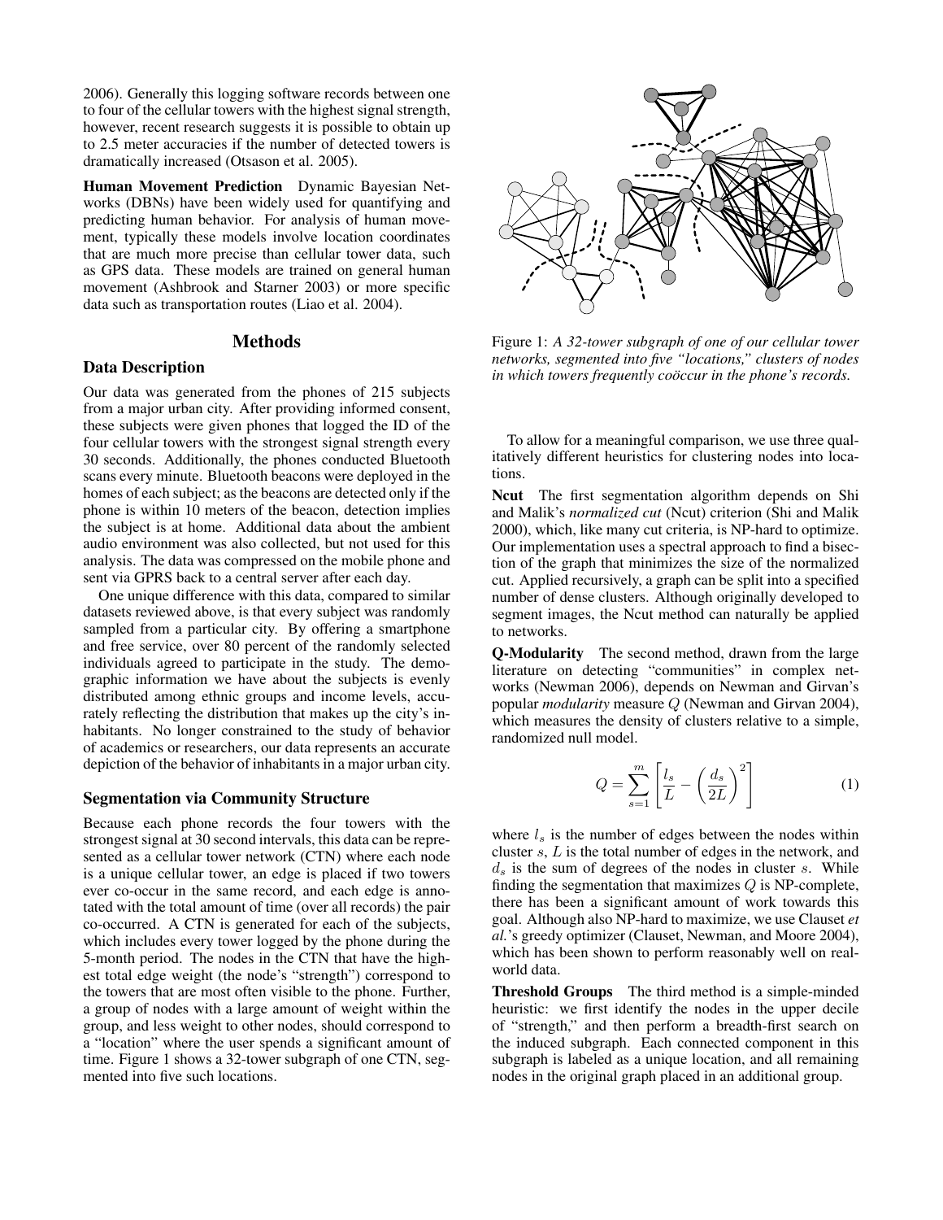2006). Generally this logging software records between one to four of the cellular towers with the highest signal strength, however, recent research suggests it is possible to obtain up to 2.5 meter accuracies if the number of detected towers is dramatically increased (Otsason et al. 2005).

**Human Movement Prediction** Dynamic Bayesian Networks (DBNs) have been widely used for quantifying and predicting human behavior. For analysis of human movement, typically these models involve location coordinates that are much more precise than cellular tower data, such as GPS data. These models are trained on general human movement (Ashbrook and Starner 2003) or more specific data such as transportation routes (Liao et al. 2004).

## Methods

### Data Description

Our data was generated from the phones of 215 subjects from a major urban city. After providing informed consent, these subjects were given phones that logged the ID of the four cellular towers with the strongest signal strength every 30 seconds. Additionally, the phones conducted Bluetooth scans every minute. Bluetooth beacons were deployed in the homes of each subject; as the beacons are detected only if the phone is within 10 meters of the beacon, detection implies the subject is at home. Additional data about the ambient audio environment was also collected, but not used for this analysis. The data was compressed on the mobile phone and sent via GPRS back to a central server after each day.

One unique difference with this data, compared to similar datasets reviewed above, is that every subject was randomly sampled from a particular city. By offering a smartphone and free service, over 80 percent of the randomly selected individuals agreed to participate in the study. The demographic information we have about the subjects is evenly distributed among ethnic groups and income levels, accurately reflecting the distribution that makes up the city's inhabitants. No longer constrained to the study of behavior of academics or researchers, our data represents an accurate depiction of the behavior of inhabitants in a major urban city.

### Segmentation via Community Structure

Because each phone records the four towers with the strongest signal at 30 second intervals, this data can be represented as a cellular tower network (CTN) where each node is a unique cellular tower, an edge is placed if two towers ever co-occur in the same record, and each edge is annotated with the total amount of time (over all records) the pair co-occurred. A CTN is generated for each of the subjects, which includes every tower logged by the phone during the 5-month period. The nodes in the CTN that have the highest total edge weight (the node's "strength") correspond to the towers that are most often visible to the phone. Further, a group of nodes with a large amount of weight within the group, and less weight to other nodes, should correspond to a "location" where the user spends a significant amount of time. Figure 1 shows a 32-tower subgraph of one CTN, segmented into five such locations.

Figure 1: *A 32-tower subgraph of one of our cellular tower networks, segmented into five "locations," clusters of nodes in which towers frequently coöccur in the phone's records.*

To allow for a meaningful comparison, we use three qualitatively different heuristics for clustering nodes into locations.

**Ncut** The first segmentation algorithm depends on Shi and Malik's *normalized cut* (Ncut) criterion (Shi and Malik 2000), which, like many cut criteria, is NP-hard to optimize. Our implementation uses a spectral approach to find a bisection of the graph that minimizes the size of the normalized cut. Applied recursively, a graph can be split into a specified number of dense clusters. Although originally developed to segment images, the Ncut method can naturally be applied to networks.

**Q-Modularity** The second method, drawn from the large literature on detecting "communities" in complex networks (Newman 2006), depends on Newman and Girvan's popular *modularity* measure $Q$ (Newman and Girvan 2004), which measures the density of clusters relative to a simple, randomized null model.

$$Q = \sum_{s=1}^{m} \left[ \frac{l_s}{L} - \left( \frac{d_s}{2L} \right)^2 \right] \tag{1}$$

where $l_s$ is the number of edges between the nodes within cluster $s$, $L$ is the total number of edges in the network, and $d_s$ is the sum of degrees of the nodes in cluster $s$. While finding the segmentation that maximizes $Q$ is NP-complete, there has been a significant amount of work towards this goal. Although also NP-hard to maximize, we use Clauset *et al.*'s greedy optimizer (Clauset, Newman, and Moore 2004), which has been shown to perform reasonably well on real-world data.

**Threshold Groups** The third method is a simple-minded heuristic: we first identify the nodes in the upper decile of "strength," and then perform a breadth-first search on the induced subgraph. Each connected component in this subgraph is labeled as a unique location, and all remaining nodes in the original graph placed in an additional group.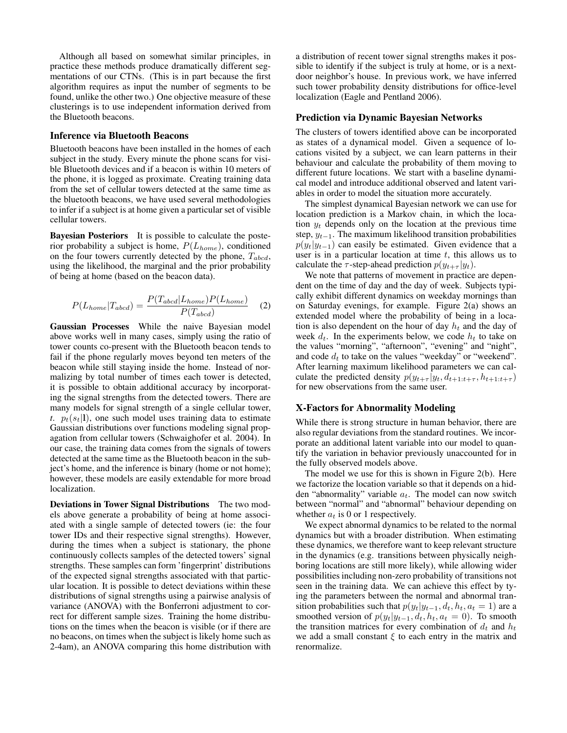Although all based on somewhat similar principles, in practice these methods produce dramatically different segmentations of our CTNs. (This is in part because the first algorithm requires as input the number of segments to be found, unlike the other two.) One objective measure of these clusterings is to use independent information derived from the Bluetooth beacons.

### Inference via Bluetooth Beacons

Bluetooth beacons have been installed in the homes of each subject in the study. Every minute the phone scans for visible Bluetooth devices and if a beacon is within 10 meters of the phone, it is logged as proximate. Creating training data from the set of cellular towers detected at the same time as the bluetooth beacons, we have used several methodologies to infer if a subject is at home given a particular set of visible cellular towers.

**Bayesian Posteriors** It is possible to calculate the posterior probability a subject is home, $P(L_{home})$, conditioned on the four towers currently detected by the phone, $T_{abcd}$, using the likelihood, the marginal and the prior probability of being at home (based on the beacon data).

$$P(L_{home}|T_{abcd}) = \frac{P(T_{abcd}|L_{home})P(L_{home})}{P(T_{abcd})} \quad (2)$$

**Gaussian Processes** While the naive Bayesian model above works well in many cases, simply using the ratio of tower counts co-present with the Bluetooth beacon tends to fail if the phone regularly moves beyond ten meters of the beacon while still staying inside the home. Instead of normalizing by total number of times each tower is detected, it is possible to obtain additional accuracy by incorporating the signal strengths from the detected towers. There are many models for signal strength of a single cellular tower, $t$. $p_t(s_t|\mathbf{l})$, one such model uses training data to estimate Gaussian distributions over functions modeling signal propagation from cellular towers (Schwaighofer et al. 2004). In our case, the training data comes from the signals of towers detected at the same time as the Bluetooth beacon in the subject's home, and the inference is binary (home or not home); however, these models are easily extendable for more broad localization.

**Deviations in Tower Signal Distributions** The two models above generate a probability of being at home associated with a single sample of detected towers (ie: the four tower IDs and their respective signal strengths). However, during the times when a subject is stationary, the phone continuously collects samples of the detected towers' signal strengths. These samples can form 'fingerprint' distributions of the expected signal strengths associated with that particular location. It is possible to detect deviations within these distributions of signal strengths using a pairwise analysis of variance (ANOVA) with the Bonferroni adjustment to correct for different sample sizes. Training the home distributions on the times when the beacon is visible (or if there are no beacons, on times when the subject is likely home such as 2-4am), an ANOVA comparing this home distribution with a distribution of recent tower signal strengths makes it possible to identify if the subject is truly at home, or is a next-door neighbor's house. In previous work, we have inferred such tower probability density distributions for office-level localization (Eagle and Pentland 2006).

### Prediction via Dynamic Bayesian Networks

The clusters of towers identified above can be incorporated as states of a dynamical model. Given a sequence of locations visited by a subject, we can learn patterns in their behaviour and calculate the probability of them moving to different future locations. We start with a baseline dynamical model and introduce additional observed and latent variables in order to model the situation more accurately.

The simplest dynamical Bayesian network we can use for location prediction is a Markov chain, in which the location $y_t$ depends only on the location at the previous time step, $y_{t-1}$. The maximum likelihood transition probabilities $p(y_t|y_{t-1})$ can easily be estimated. Given evidence that a user is in a particular location at time $t$, this allows us to calculate the $\tau$-step-ahead prediction $p(y_{t+\tau}|y_t)$.

We note that patterns of movement in practice are dependent on the time of day and the day of week. Subjects typically exhibit different dynamics on weekday mornings than on Saturday evenings, for example. Figure 2(a) shows an extended model where the probability of being in a location is also dependent on the hour of day $h_t$ and the day of week $d_t$. In the experiments below, we code $h_t$ to take on the values "morning", "afternoon", "evening" and "night", and code $d_t$ to take on the values "weekday" or "weekend". After learning maximum likelihood parameters we can calculate the predicted density $p(y_{t+\tau}|y_t, d_{t+1:t+\tau}, h_{t+1:t+\tau})$ for new observations from the same user.

### X-Factors for Abnormality Modeling

While there is strong structure in human behavior, there are also regular deviations from the standard routines. We incorporate an additional latent variable into our model to quantify the variation in behavior previously unaccounted for in the fully observed models above.

The model we use for this is shown in Figure 2(b). Here we factorize the location variable so that it depends on a hidden "abnormality" variable $a_t$. The model can now switch between "normal" and "abnormal" behaviour depending on whether $a_t$ is 0 or 1 respectively.

We expect abnormal dynamics to be related to the normal dynamics but with a broader distribution. When estimating these dynamics, we therefore want to keep relevant structure in the dynamics (e.g. transitions between physically neighboring locations are still more likely), while allowing wider possibilities including non-zero probability of transitions not seen in the training data. We can achieve this effect by tying the parameters between the normal and abnormal transition probabilities such that $p(y_t|y_{t-1}, d_t, h_t, a_t = 1)$ are a smoothed version of $p(y_t|y_{t-1}, d_t, h_t, a_t = 0)$. To smooth the transition matrices for every combination of $d_t$ and $h_t$ we add a small constant $\xi$ to each entry in the matrix and renormalize.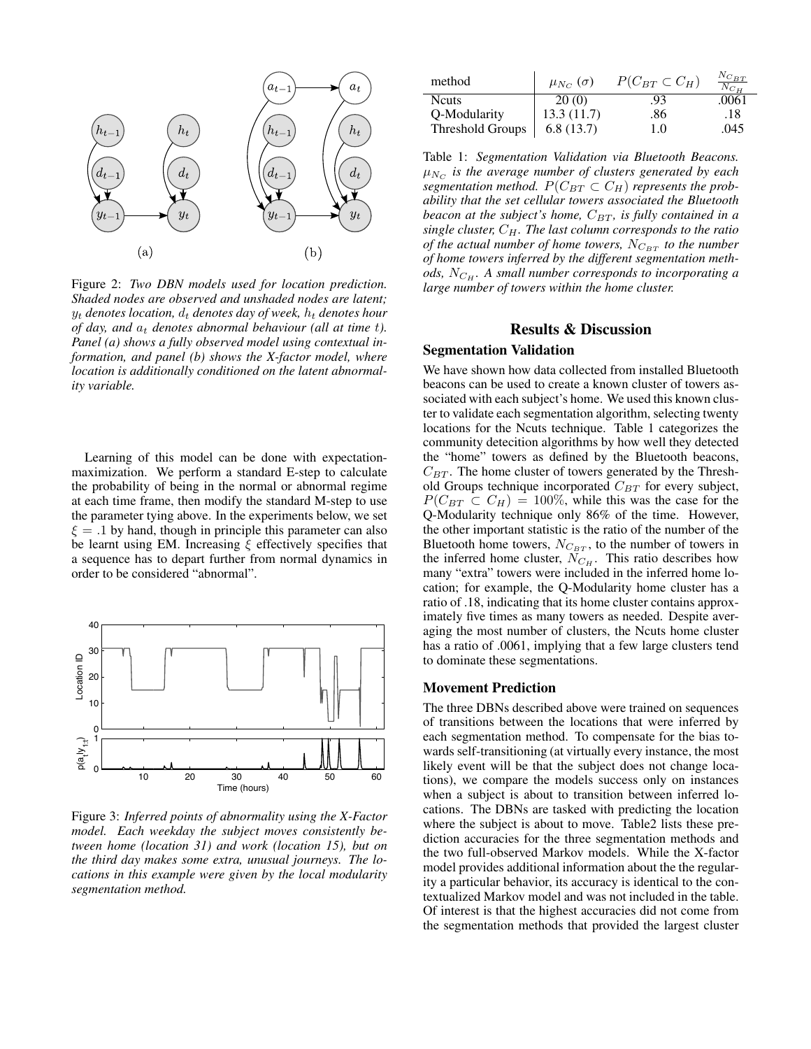Figure 2: *Two DBN models used for location prediction. Shaded nodes are observed and unshaded nodes are latent; $y_t$ denotes location, $d_t$ denotes day of week, $h_t$ denotes hour of day, and $a_t$ denotes abnormal behaviour (all at time $t$). Panel (a) shows a fully observed model using contextual information, and panel (b) shows the X-factor model, where location is additionally conditioned on the latent abnormality variable.*

Learning of this model can be done with expectation-maximization. We perform a standard E-step to calculate the probability of being in the normal or abnormal regime at each time frame, then modify the standard M-step to use the parameter tying above. In the experiments below, we set $\xi = .1$ by hand, though in principle this parameter can also be learnt using EM. Increasing $\xi$ effectively specifies that a sequence has to depart further from normal dynamics in order to be considered "abnormal".

Figure 3: *Inferred points of abnormality using the X-Factor model. Each weekday the subject moves consistently between home (location 31) and work (location 15), but on the third day makes some extra, unusual journeys. The locations in this example were given by the local modularity segmentation method.*

| method | $\mu_{N_C}$ ($\sigma$) | $P(C_{BT} \subset C_H)$ | $\frac{N_{C_{BT}}}{N_{C_H}}$ |
|---|---|---|---|
| Ncuts | 20 (0) | .93 | .0061 |
| Q-Modularity | 13.3 (11.7) | .86 | .18 |
| Threshold Groups | 6.8 (13.7) | 1.0 | .045 |

Table 1: *Segmentation Validation via Bluetooth Beacons. $\mu_{N_C}$ is the average number of clusters generated by each segmentation method. $P(C_{BT} \subset C_H)$ represents the probability that the set cellular towers associated the Bluetooth beacon at the subject's home, $C_{BT}$, is fully contained in a single cluster, $C_H$. The last column corresponds to the ratio of the actual number of home towers, $N_{C_{BT}}$ to the number of home towers inferred by the different segmentation methods, $N_{C_H}$. A small number corresponds to incorporating a large number of towers within the home cluster.*

## Results & Discussion

### Segmentation Validation

We have shown how data collected from installed Bluetooth beacons can be used to create a known cluster of towers associated with each subject's home. We used this known cluster to validate each segmentation algorithm, selecting twenty locations for the Ncuts technique. Table 1 categorizes the community detection algorithms by how well they detected the "home" towers as defined by the Bluetooth beacons, $C_{BT}$. The home cluster of towers generated by the Threshold Groups technique incorporated $C_{BT}$ for every subject, $P(C_{BT} \subset C_H) = 100\%$, while this was the case for the Q-Modularity technique only 86% of the time. However, the other important statistic is the ratio of the number of the Bluetooth home towers, $N_{C_{BT}}$, to the number of towers in the inferred home cluster, $N_{C_H}$. This ratio describes how many "extra" towers were included in the inferred home location; for example, the Q-Modularity home cluster has a ratio of .18, indicating that its home cluster contains approximately five times as many towers as needed. Despite averaging the most number of clusters, the Ncuts home cluster has a ratio of .0061, implying that a few large clusters tend to dominate these segmentations.

### Movement Prediction

The three DBNs described above were trained on sequences of transitions between the locations that were inferred by each segmentation method. To compensate for the bias towards self-transitioning (at virtually every instance, the most likely event will be that the subject does not change locations), we compare the models success only on instances when a subject is about to transition between inferred locations. The DBNs are tasked with predicting the location where the subject is about to move. Table2 lists these prediction accuracies for the three segmentation methods and the two full-observed Markov models. While the X-factor model provides additional information about the the regularity a particular behavior, its accuracy is identical to the contextualized Markov model and was not included in the table. Of interest is that the highest accuracies did not come from the segmentation methods that provided the largest cluster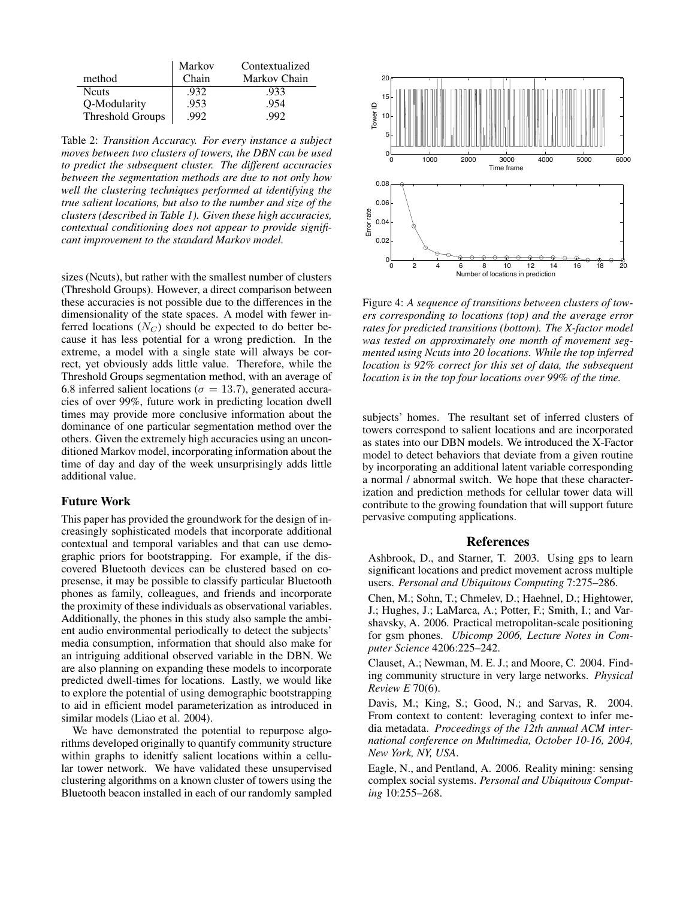| method | Markov Chain | Contextualized Markov Chain |
|---|---|---|
| Ncuts | .932 | .933 |
| Q-Modularity | .953 | .954 |
| Threshold Groups | .992 | .992 |

Table 2: *Transition Accuracy. For every instance a subject moves between two clusters of towers, the DBN can be used to predict the subsequent cluster. The different accuracies between the segmentation methods are due to not only how well the clustering techniques performed at identifying the true salient locations, but also to the number and size of the clusters (described in Table 1). Given these high accuracies, contextual conditioning does not appear to provide significant improvement to the standard Markov model.*

sizes (Ncuts), but rather with the smallest number of clusters (Threshold Groups). However, a direct comparison between these accuracies is not possible due to the differences in the dimensionality of the state spaces. A model with fewer inferred locations ($N_C$) should be expected to do better because it has less potential for a wrong prediction. In the extreme, a model with a single state will always be correct, yet obviously adds little value. Therefore, while the Threshold Groups segmentation method, with an average of 6.8 inferred salient locations ($\sigma = 13.7$), generated accuracies of over 99%, future work in predicting location dwell times may provide more conclusive information about the dominance of one particular segmentation method over the others. Given the extremely high accuracies using an unconditioned Markov model, incorporating information about the time of day and day of the week unsurprisingly adds little additional value.

## Future Work

This paper has provided the groundwork for the design of increasingly sophisticated models that incorporate additional contextual and temporal variables and that can use demographic priors for bootstrapping. For example, if the discovered Bluetooth devices can be clustered based on copresense, it may be possible to classify particular Bluetooth phones as family, colleagues, and friends and incorporate the proximity of these individuals as observational variables. Additionally, the phones in this study also sample the ambient audio environmental periodically to detect the subjects' media consumption, information that should also make for an intriguing additional observed variable in the DBN. We are also planning on expanding these models to incorporate predicted dwell-times for locations. Lastly, we would like to explore the potential of using demographic bootstrapping to aid in efficient model parameterization as introduced in similar models (Liao et al. 2004).

We have demonstrated the potential to repurpose algorithms developed originally to quantify community structure within graphs to idenitfy salient locations within a cellular tower network. We have validated these unsupervised clustering algorithms on a known cluster of towers using the Bluetooth beacon installed in each of our randomly sampled subjects' homes. The resultant set of inferred clusters of towers correspond to salient locations and are incorporated as states into our DBN models. We introduced the X-Factor model to detect behaviors that deviate from a given routine by incorporating an additional latent variable corresponding a normal / abnormal switch. We hope that these characterization and prediction methods for cellular tower data will contribute to the growing foundation that will support future pervasive computing applications.

Figure 4: *A sequence of transitions between clusters of towers corresponding to locations (top) and the average error rates for predicted transitions (bottom). The X-factor model was tested on approximately one month of movement segmented using Ncuts into 20 locations. While the top inferred location is 92% correct for this set of data, the subsequent location is in the top four locations over 99% of the time.*

## References

Ashbrook, D., and Starner, T. 2003. Using gps to learn significant locations and predict movement across multiple users. *Personal and Ubiquitous Computing* 7:275–286.

Chen, M.; Sohn, T.; Chmelev, D.; Haehnel, D.; Hightower, J.; Hughes, J.; LaMarca, A.; Potter, F.; Smith, I.; and Varshavsky, A. 2006. Practical metropolitan-scale positioning for gsm phones. *Ubicomp 2006, Lecture Notes in Computer Science* 4206:225–242.

Clauset, A.; Newman, M. E. J.; and Moore, C. 2004. Finding community structure in very large networks. *Physical Review E* 70(6).

Davis, M.; King, S.; Good, N.; and Sarvas, R. 2004. From context to content: leveraging context to infer media metadata. *Proceedings of the 12th annual ACM international conference on Multimedia, October 10-16, 2004, New York, NY, USA*.

Eagle, N., and Pentland, A. 2006. Reality mining: sensing complex social systems. *Personal and Ubiquitous Computing* 10:255–268.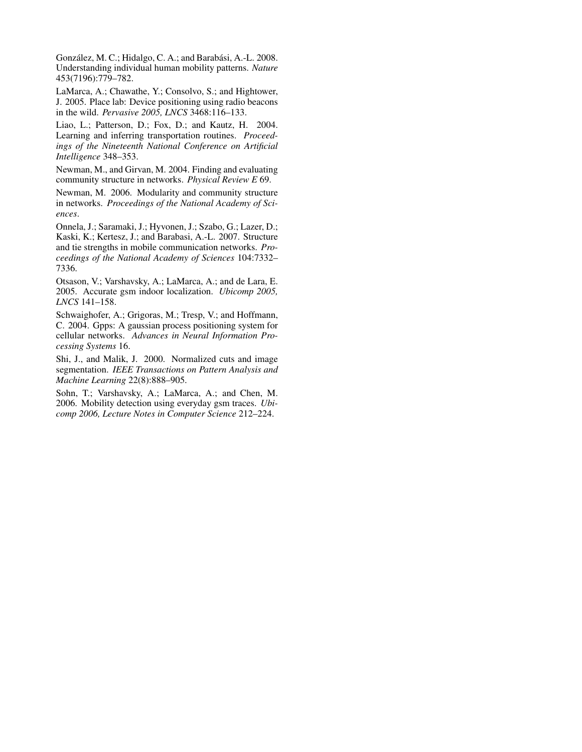González, M. C.; Hidalgo, C. A.; and Barabási, A.-L. 2008. Understanding individual human mobility patterns. *Nature* 453(7196):779–782.

LaMarca, A.; Chawathe, Y.; Consolvo, S.; and Hightower, J. 2005. Place lab: Device positioning using radio beacons in the wild. *Pervasive 2005, LNCS* 3468:116–133.

Liao, L.; Patterson, D.; Fox, D.; and Kautz, H. 2004. Learning and inferring transportation routines. *Proceedings of the Nineteenth National Conference on Artificial Intelligence* 348–353.

Newman, M., and Girvan, M. 2004. Finding and evaluating community structure in networks. *Physical Review E* 69.

Newman, M. 2006. Modularity and community structure in networks. *Proceedings of the National Academy of Sciences*.

Onnela, J.; Saramaki, J.; Hyvonen, J.; Szabo, G.; Lazer, D.; Kaski, K.; Kertesz, J.; and Barabasi, A.-L. 2007. Structure and tie strengths in mobile communication networks. *Proceedings of the National Academy of Sciences* 104:7332–7336.

Otsason, V.; Varshavsky, A.; LaMarca, A.; and de Lara, E. 2005. Accurate gsm indoor localization. *Ubicomp 2005, LNCS* 141–158.

Schwaighofer, A.; Grigoras, M.; Tresp, V.; and Hoffmann, C. 2004. Gpps: A gaussian process positioning system for cellular networks. *Advances in Neural Information Processing Systems* 16.

Shi, J., and Malik, J. 2000. Normalized cuts and image segmentation. *IEEE Transactions on Pattern Analysis and Machine Learning* 22(8):888–905.

Sohn, T.; Varshavsky, A.; LaMarca, A.; and Chen, M. 2006. Mobility detection using everyday gsm traces. *Ubicomp 2006, Lecture Notes in Computer Science* 212–224.